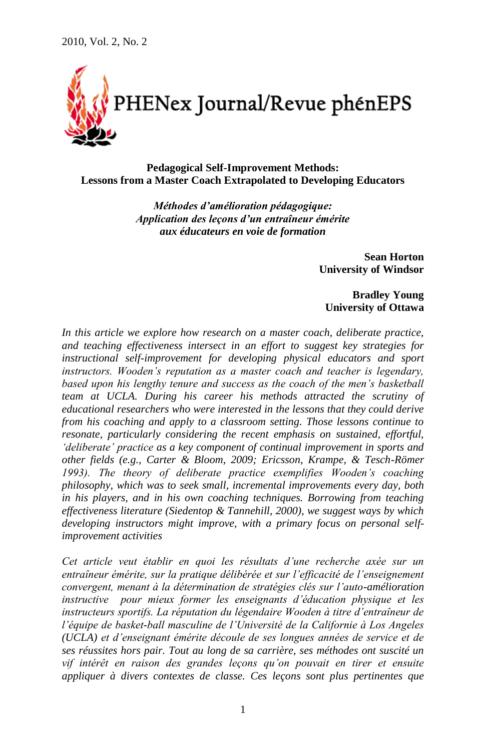# Pedagogical Self-Improvement Methods: Lessons from a Master Coach Extrapolated to Developing Educators

## *Méthodes d'amélioration pédagogique: Application des leçons d'un entraîneur émérite aux éducateurs en voie de formation*

**Sean Horton**
**University of Windsor**

**Bradley Young**
**University of Ottawa**

*In this article we explore how research on a master coach, deliberate practice, and teaching effectiveness intersect in an effort to suggest key strategies for instructional self-improvement for developing physical educators and sport instructors. Wooden's reputation as a master coach and teacher is legendary, based upon his lengthy tenure and success as the coach of the men's basketball team at UCLA. During his career his methods attracted the scrutiny of educational researchers who were interested in the lessons that they could derive from his coaching and apply to a classroom setting. Those lessons continue to resonate, particularly considering the recent emphasis on sustained, effortful, 'deliberate' practice as a key component of continual improvement in sports and other fields (e.g., Carter & Bloom, 2009; Ericsson, Krampe, & Tesch-Römer 1993). The theory of deliberate practice exemplifies Wooden's coaching philosophy, which was to seek small, incremental improvements every day, both in his players, and in his own coaching techniques. Borrowing from teaching effectiveness literature (Siedentop & Tannehill, 2000), we suggest ways by which developing instructors might improve, with a primary focus on personal self-improvement activities*

*Cet article veut établir en quoi les résultats d'une recherche axée sur un entraîneur émérite, sur la pratique délibérée et sur l'efficacité de l'enseignement convergent, menant à la détermination de stratégies clés sur l'auto-amélioration instructive pour mieux former les enseignants d'éducation physique et les instructeurs sportifs. La réputation du légendaire Wooden à titre d'entraîneur de l'équipe de basket-ball masculine de l'Université de la Californie à Los Angeles (UCLA) et d'enseignant émérite découle de ses longues années de service et de ses réussites hors pair. Tout au long de sa carrière, ses méthodes ont suscité un vif intérêt en raison des grandes leçons qu'on pouvait en tirer et ensuite appliquer à divers contextes de classe. Ces leçons sont plus pertinentes que*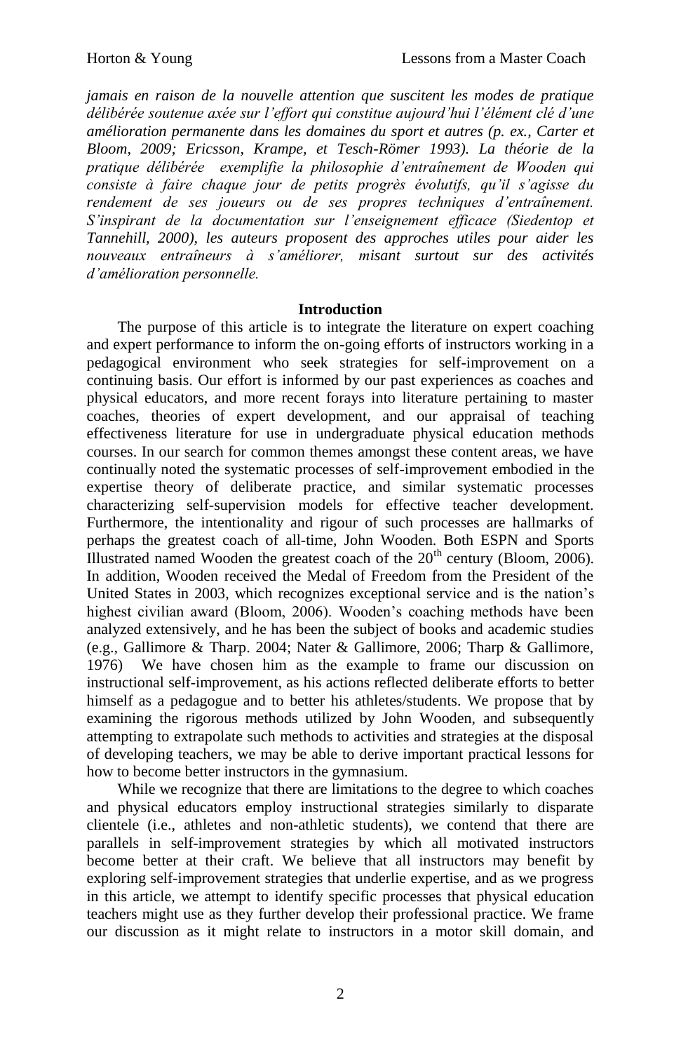*jamais en raison de la nouvelle attention que suscitent les modes de pratique délibérée soutenue axée sur l'effort qui constitue aujourd'hui l'élément clé d'une amélioration permanente dans les domaines du sport et autres (p. ex., Carter et Bloom, 2009; Ericsson, Krampe, et Tesch-Römer 1993). La théorie de la pratique délibérée exemplifie la philosophie d'entraînement de Wooden qui consiste à faire chaque jour de petits progrès évolutifs, qu'il s'agisse du rendement de ses joueurs ou de ses propres techniques d'entraînement. S'inspirant de la documentation sur l'enseignement efficace (Siedentop et Tannehill, 2000), les auteurs proposent des approches utiles pour aider les nouveaux entraîneurs à s'améliorer, misant surtout sur des activités d'amélioration personnelle.*

## Introduction

The purpose of this article is to integrate the literature on expert coaching and expert performance to inform the on-going efforts of instructors working in a pedagogical environment who seek strategies for self-improvement on a continuing basis. Our effort is informed by our past experiences as coaches and physical educators, and more recent forays into literature pertaining to master coaches, theories of expert development, and our appraisal of teaching effectiveness literature for use in undergraduate physical education methods courses. In our search for common themes amongst these content areas, we have continually noted the systematic processes of self-improvement embodied in the expertise theory of deliberate practice, and similar systematic processes characterizing self-supervision models for effective teacher development. Furthermore, the intentionality and rigour of such processes are hallmarks of perhaps the greatest coach of all-time, John Wooden. Both ESPN and Sports Illustrated named Wooden the greatest coach of the 20th century (Bloom, 2006). In addition, Wooden received the Medal of Freedom from the President of the United States in 2003, which recognizes exceptional service and is the nation's highest civilian award (Bloom, 2006). Wooden's coaching methods have been analyzed extensively, and he has been the subject of books and academic studies (e.g., Gallimore & Tharp. 2004; Nater & Gallimore, 2006; Tharp & Gallimore, 1976) We have chosen him as the example to frame our discussion on instructional self-improvement, as his actions reflected deliberate efforts to better himself as a pedagogue and to better his athletes/students. We propose that by examining the rigorous methods utilized by John Wooden, and subsequently attempting to extrapolate such methods to activities and strategies at the disposal of developing teachers, we may be able to derive important practical lessons for how to become better instructors in the gymnasium.

While we recognize that there are limitations to the degree to which coaches and physical educators employ instructional strategies similarly to disparate clientele (i.e., athletes and non-athletic students), we contend that there are parallels in self-improvement strategies by which all motivated instructors become better at their craft. We believe that all instructors may benefit by exploring self-improvement strategies that underlie expertise, and as we progress in this article, we attempt to identify specific processes that physical education teachers might use as they further develop their professional practice. We frame our discussion as it might relate to instructors in a motor skill domain, and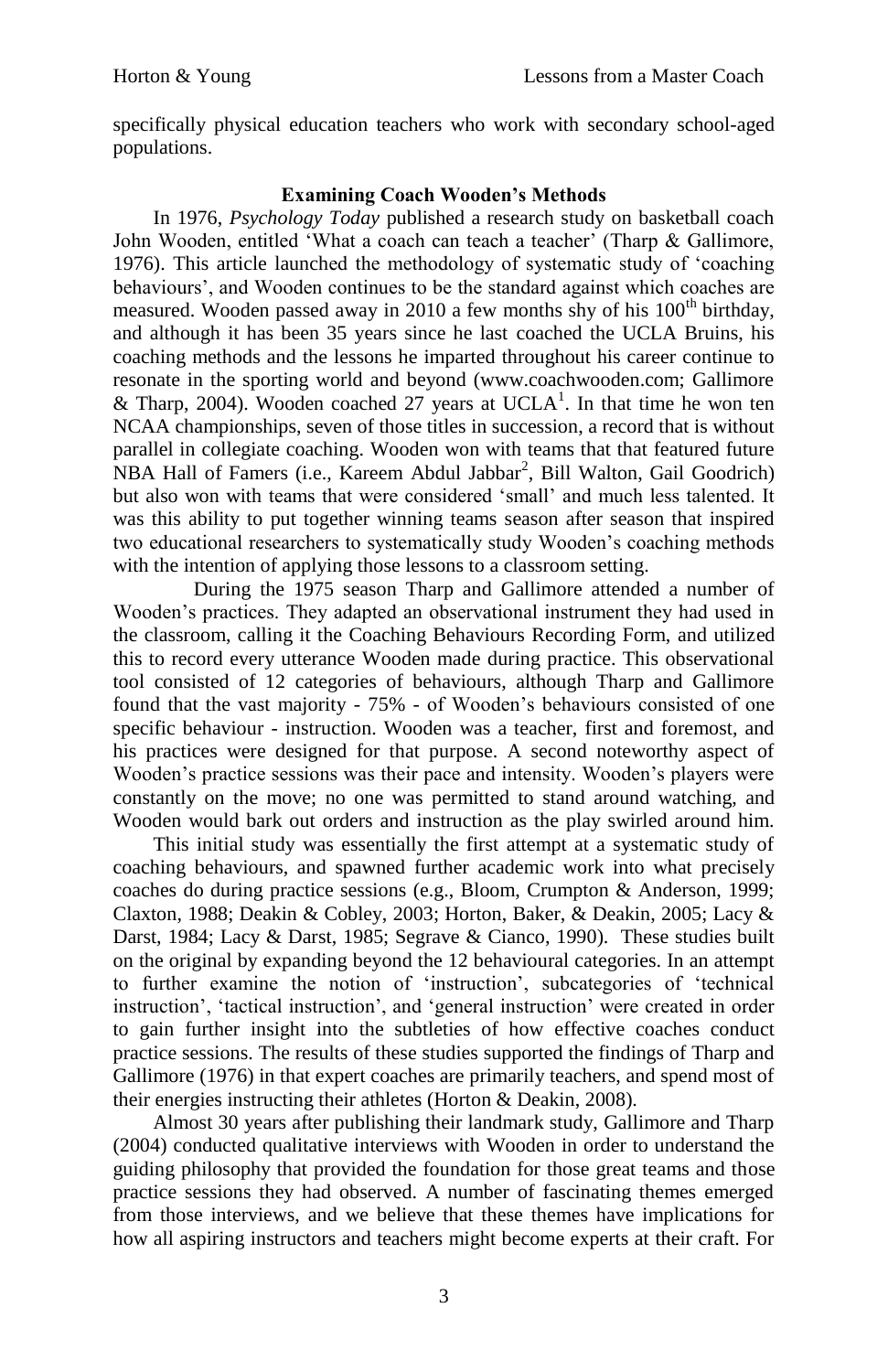specifically physical education teachers who work with secondary school-aged populations.

## Examining Coach Wooden's Methods

In 1976, *Psychology Today* published a research study on basketball coach John Wooden, entitled 'What a coach can teach a teacher' (Tharp & Gallimore, 1976). This article launched the methodology of systematic study of 'coaching behaviours', and Wooden continues to be the standard against which coaches are measured. Wooden passed away in 2010 a few months shy of his 100th birthday, and although it has been 35 years since he last coached the UCLA Bruins, his coaching methods and the lessons he imparted throughout his career continue to resonate in the sporting world and beyond (www.coachwooden.com; Gallimore & Tharp, 2004). Wooden coached 27 years at UCLA[1]. In that time he won ten NCAA championships, seven of those titles in succession, a record that is without parallel in collegiate coaching. Wooden won with teams that that featured future NBA Hall of Famers (i.e., Kareem Abdul Jabbar[2], Bill Walton, Gail Goodrich) but also won with teams that were considered 'small' and much less talented. It was this ability to put together winning teams season after season that inspired two educational researchers to systematically study Wooden's coaching methods with the intention of applying those lessons to a classroom setting.

During the 1975 season Tharp and Gallimore attended a number of Wooden's practices. They adapted an observational instrument they had used in the classroom, calling it the Coaching Behaviours Recording Form, and utilized this to record every utterance Wooden made during practice. This observational tool consisted of 12 categories of behaviours, although Tharp and Gallimore found that the vast majority - 75% - of Wooden's behaviours consisted of one specific behaviour - instruction. Wooden was a teacher, first and foremost, and his practices were designed for that purpose. A second noteworthy aspect of Wooden's practice sessions was their pace and intensity. Wooden's players were constantly on the move; no one was permitted to stand around watching, and Wooden would bark out orders and instruction as the play swirled around him.

This initial study was essentially the first attempt at a systematic study of coaching behaviours, and spawned further academic work into what precisely coaches do during practice sessions (e.g., Bloom, Crumpton & Anderson, 1999; Claxton, 1988; Deakin & Cobley, 2003; Horton, Baker, & Deakin, 2005; Lacy & Darst, 1984; Lacy & Darst, 1985; Segrave & Cianco, 1990). These studies built on the original by expanding beyond the 12 behavioural categories. In an attempt to further examine the notion of 'instruction', subcategories of 'technical instruction', 'tactical instruction', and 'general instruction' were created in order to gain further insight into the subtleties of how effective coaches conduct practice sessions. The results of these studies supported the findings of Tharp and Gallimore (1976) in that expert coaches are primarily teachers, and spend most of their energies instructing their athletes (Horton & Deakin, 2008).

Almost 30 years after publishing their landmark study, Gallimore and Tharp (2004) conducted qualitative interviews with Wooden in order to understand the guiding philosophy that provided the foundation for those great teams and those practice sessions they had observed. A number of fascinating themes emerged from those interviews, and we believe that these themes have implications for how all aspiring instructors and teachers might become experts at their craft. For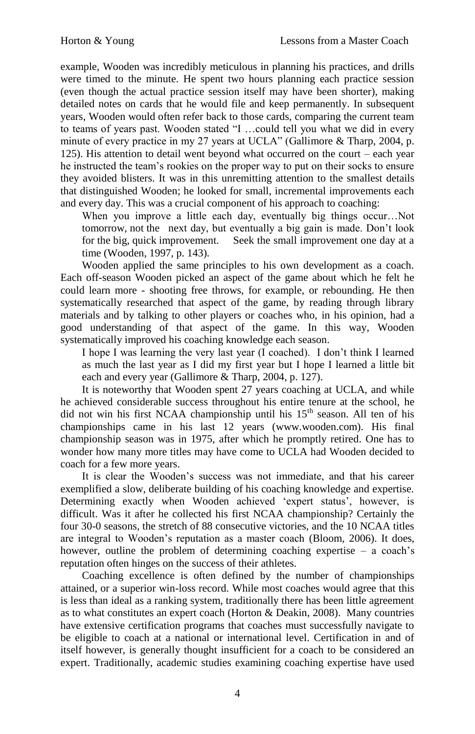example, Wooden was incredibly meticulous in planning his practices, and drills were timed to the minute. He spent two hours planning each practice session (even though the actual practice session itself may have been shorter), making detailed notes on cards that he would file and keep permanently. In subsequent years, Wooden would often refer back to those cards, comparing the current team to teams of years past. Wooden stated "I …could tell you what we did in every minute of every practice in my 27 years at UCLA" (Gallimore & Tharp, 2004, p. 125). His attention to detail went beyond what occurred on the court – each year he instructed the team's rookies on the proper way to put on their socks to ensure they avoided blisters. It was in this unremitting attention to the smallest details that distinguished Wooden; he looked for small, incremental improvements each and every day. This was a crucial component of his approach to coaching:

> When you improve a little each day, eventually big things occur…Not tomorrow, not the next day, but eventually a big gain is made. Don't look for the big, quick improvement. Seek the small improvement one day at a time (Wooden, 1997, p. 143).

Wooden applied the same principles to his own development as a coach. Each off-season Wooden picked an aspect of the game about which he felt he could learn more - shooting free throws, for example, or rebounding. He then systematically researched that aspect of the game, by reading through library materials and by talking to other players or coaches who, in his opinion, had a good understanding of that aspect of the game. In this way, Wooden systematically improved his coaching knowledge each season.

> I hope I was learning the very last year (I coached). I don't think I learned as much the last year as I did my first year but I hope I learned a little bit each and every year (Gallimore & Tharp, 2004, p. 127).

It is noteworthy that Wooden spent 27 years coaching at UCLA, and while he achieved considerable success throughout his entire tenure at the school, he did not win his first NCAA championship until his 15th season. All ten of his championships came in his last 12 years (www.wooden.com). His final championship season was in 1975, after which he promptly retired. One has to wonder how many more titles may have come to UCLA had Wooden decided to coach for a few more years.

It is clear the Wooden's success was not immediate, and that his career exemplified a slow, deliberate building of his coaching knowledge and expertise. Determining exactly when Wooden achieved 'expert status', however, is difficult. Was it after he collected his first NCAA championship? Certainly the four 30-0 seasons, the stretch of 88 consecutive victories, and the 10 NCAA titles are integral to Wooden's reputation as a master coach (Bloom, 2006). It does, however, outline the problem of determining coaching expertise – a coach's reputation often hinges on the success of their athletes.

Coaching excellence is often defined by the number of championships attained, or a superior win-loss record. While most coaches would agree that this is less than ideal as a ranking system, traditionally there has been little agreement as to what constitutes an expert coach (Horton & Deakin, 2008). Many countries have extensive certification programs that coaches must successfully navigate to be eligible to coach at a national or international level. Certification in and of itself however, is generally thought insufficient for a coach to be considered an expert. Traditionally, academic studies examining coaching expertise have used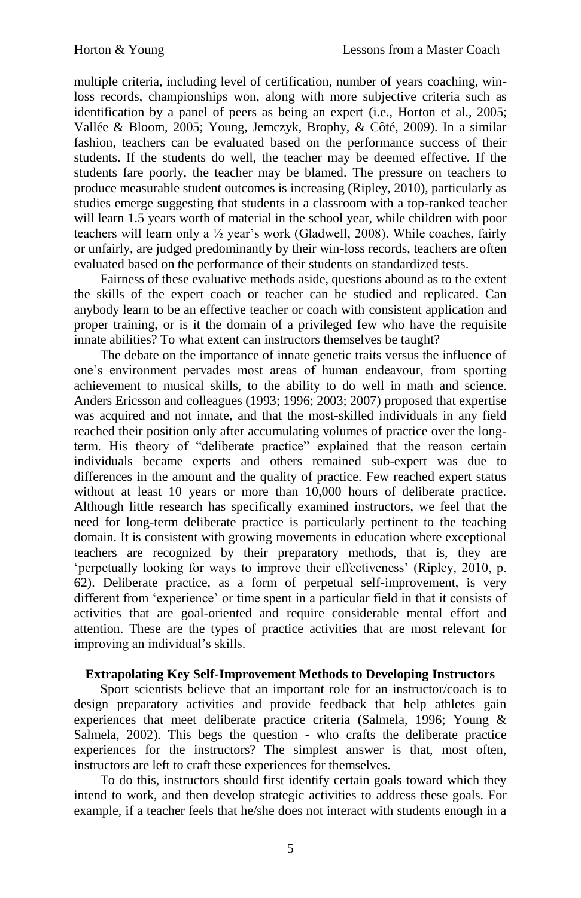multiple criteria, including level of certification, number of years coaching, win-loss records, championships won, along with more subjective criteria such as identification by a panel of peers as being an expert (i.e., Horton et al., 2005; Vallée & Bloom, 2005; Young, Jemczyk, Brophy, & Côté, 2009). In a similar fashion, teachers can be evaluated based on the performance success of their students. If the students do well, the teacher may be deemed effective. If the students fare poorly, the teacher may be blamed. The pressure on teachers to produce measurable student outcomes is increasing (Ripley, 2010), particularly as studies emerge suggesting that students in a classroom with a top-ranked teacher will learn 1.5 years worth of material in the school year, while children with poor teachers will learn only a ½ year's work (Gladwell, 2008). While coaches, fairly or unfairly, are judged predominantly by their win-loss records, teachers are often evaluated based on the performance of their students on standardized tests.

Fairness of these evaluative methods aside, questions abound as to the extent the skills of the expert coach or teacher can be studied and replicated. Can anybody learn to be an effective teacher or coach with consistent application and proper training, or is it the domain of a privileged few who have the requisite innate abilities? To what extent can instructors themselves be taught?

The debate on the importance of innate genetic traits versus the influence of one's environment pervades most areas of human endeavour, from sporting achievement to musical skills, to the ability to do well in math and science. Anders Ericsson and colleagues (1993; 1996; 2003; 2007) proposed that expertise was acquired and not innate, and that the most-skilled individuals in any field reached their position only after accumulating volumes of practice over the long-term. His theory of "deliberate practice" explained that the reason certain individuals became experts and others remained sub-expert was due to differences in the amount and the quality of practice. Few reached expert status without at least 10 years or more than 10,000 hours of deliberate practice. Although little research has specifically examined instructors, we feel that the need for long-term deliberate practice is particularly pertinent to the teaching domain. It is consistent with growing movements in education where exceptional teachers are recognized by their preparatory methods, that is, they are 'perpetually looking for ways to improve their effectiveness' (Ripley, 2010, p. 62). Deliberate practice, as a form of perpetual self-improvement, is very different from 'experience' or time spent in a particular field in that it consists of activities that are goal-oriented and require considerable mental effort and attention. These are the types of practice activities that are most relevant for improving an individual's skills.

## Extrapolating Key Self-Improvement Methods to Developing Instructors

Sport scientists believe that an important role for an instructor/coach is to design preparatory activities and provide feedback that help athletes gain experiences that meet deliberate practice criteria (Salmela, 1996; Young & Salmela, 2002). This begs the question - who crafts the deliberate practice experiences for the instructors? The simplest answer is that, most often, instructors are left to craft these experiences for themselves.

To do this, instructors should first identify certain goals toward which they intend to work, and then develop strategic activities to address these goals. For example, if a teacher feels that he/she does not interact with students enough in a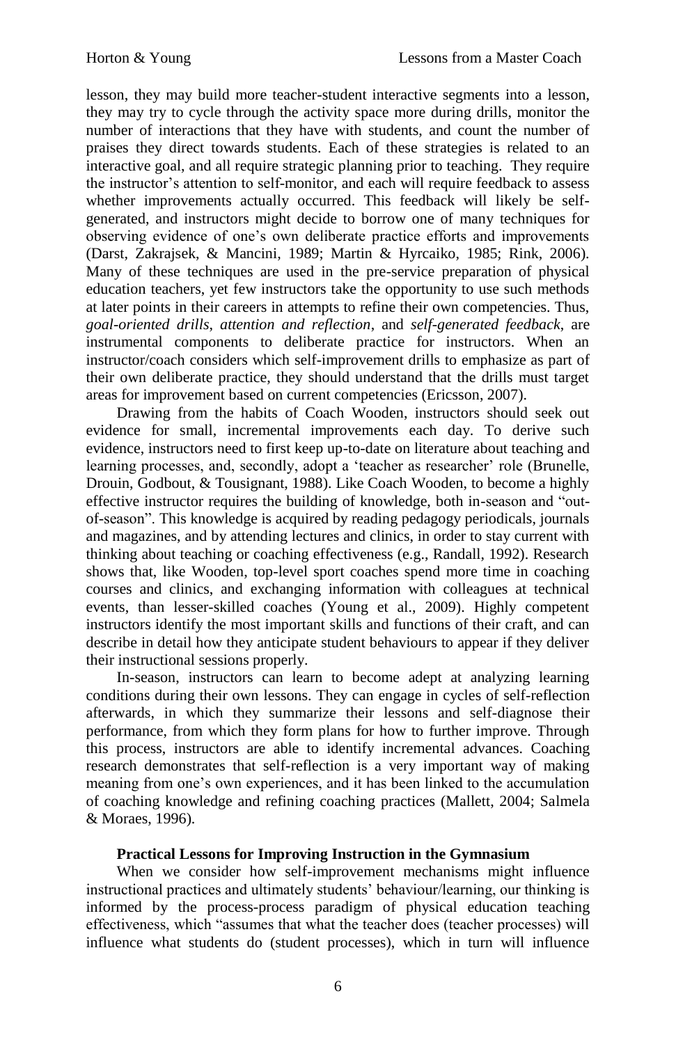lesson, they may build more teacher-student interactive segments into a lesson, they may try to cycle through the activity space more during drills, monitor the number of interactions that they have with students, and count the number of praises they direct towards students. Each of these strategies is related to an interactive goal, and all require strategic planning prior to teaching. They require the instructor's attention to self-monitor, and each will require feedback to assess whether improvements actually occurred. This feedback will likely be self-generated, and instructors might decide to borrow one of many techniques for observing evidence of one's own deliberate practice efforts and improvements (Darst, Zakrajsek, & Mancini, 1989; Martin & Hyrcaiko, 1985; Rink, 2006). Many of these techniques are used in the pre-service preparation of physical education teachers, yet few instructors take the opportunity to use such methods at later points in their careers in attempts to refine their own competencies. Thus, *goal-oriented drills*, *attention and reflection*, and *self-generated feedback*, are instrumental components to deliberate practice for instructors. When an instructor/coach considers which self-improvement drills to emphasize as part of their own deliberate practice, they should understand that the drills must target areas for improvement based on current competencies (Ericsson, 2007).

Drawing from the habits of Coach Wooden, instructors should seek out evidence for small, incremental improvements each day. To derive such evidence, instructors need to first keep up-to-date on literature about teaching and learning processes, and, secondly, adopt a 'teacher as researcher' role (Brunelle, Drouin, Godbout, & Tousignant, 1988). Like Coach Wooden, to become a highly effective instructor requires the building of knowledge, both in-season and "out-of-season". This knowledge is acquired by reading pedagogy periodicals, journals and magazines, and by attending lectures and clinics, in order to stay current with thinking about teaching or coaching effectiveness (e.g., Randall, 1992). Research shows that, like Wooden, top-level sport coaches spend more time in coaching courses and clinics, and exchanging information with colleagues at technical events, than lesser-skilled coaches (Young et al., 2009). Highly competent instructors identify the most important skills and functions of their craft, and can describe in detail how they anticipate student behaviours to appear if they deliver their instructional sessions properly.

In-season, instructors can learn to become adept at analyzing learning conditions during their own lessons. They can engage in cycles of self-reflection afterwards, in which they summarize their lessons and self-diagnose their performance, from which they form plans for how to further improve. Through this process, instructors are able to identify incremental advances. Coaching research demonstrates that self-reflection is a very important way of making meaning from one's own experiences, and it has been linked to the accumulation of coaching knowledge and refining coaching practices (Mallett, 2004; Salmela & Moraes, 1996).

## Practical Lessons for Improving Instruction in the Gymnasium

When we consider how self-improvement mechanisms might influence instructional practices and ultimately students' behaviour/learning, our thinking is informed by the process-process paradigm of physical education teaching effectiveness, which "assumes that what the teacher does (teacher processes) will influence what students do (student processes), which in turn will influence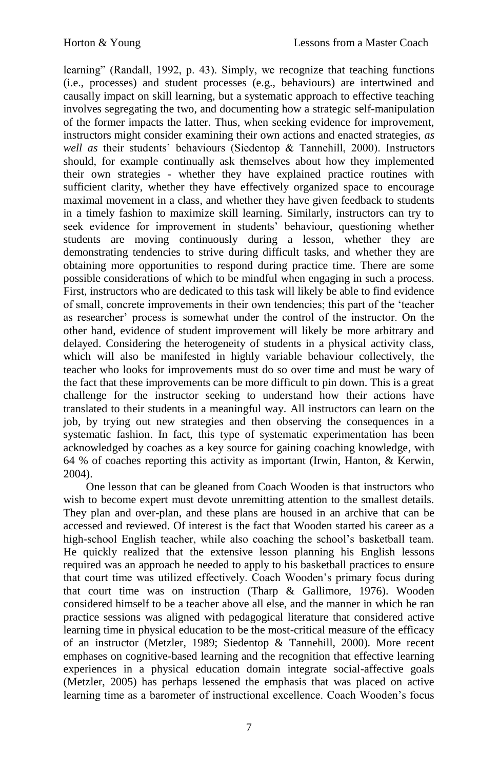learning" (Randall, 1992, p. 43). Simply, we recognize that teaching functions (i.e., processes) and student processes (e.g., behaviours) are intertwined and causally impact on skill learning, but a systematic approach to effective teaching involves segregating the two, and documenting how a strategic self-manipulation of the former impacts the latter. Thus, when seeking evidence for improvement, instructors might consider examining their own actions and enacted strategies, *as well as* their students' behaviours (Siedentop & Tannehill, 2000). Instructors should, for example continually ask themselves about how they implemented their own strategies - whether they have explained practice routines with sufficient clarity, whether they have effectively organized space to encourage maximal movement in a class, and whether they have given feedback to students in a timely fashion to maximize skill learning. Similarly, instructors can try to seek evidence for improvement in students' behaviour, questioning whether students are moving continuously during a lesson, whether they are demonstrating tendencies to strive during difficult tasks, and whether they are obtaining more opportunities to respond during practice time. There are some possible considerations of which to be mindful when engaging in such a process. First, instructors who are dedicated to this task will likely be able to find evidence of small, concrete improvements in their own tendencies; this part of the 'teacher as researcher' process is somewhat under the control of the instructor. On the other hand, evidence of student improvement will likely be more arbitrary and delayed. Considering the heterogeneity of students in a physical activity class, which will also be manifested in highly variable behaviour collectively, the teacher who looks for improvements must do so over time and must be wary of the fact that these improvements can be more difficult to pin down. This is a great challenge for the instructor seeking to understand how their actions have translated to their students in a meaningful way. All instructors can learn on the job, by trying out new strategies and then observing the consequences in a systematic fashion. In fact, this type of systematic experimentation has been acknowledged by coaches as a key source for gaining coaching knowledge, with 64 % of coaches reporting this activity as important (Irwin, Hanton, & Kerwin, 2004).

One lesson that can be gleaned from Coach Wooden is that instructors who wish to become expert must devote unremitting attention to the smallest details. They plan and over-plan, and these plans are housed in an archive that can be accessed and reviewed. Of interest is the fact that Wooden started his career as a high-school English teacher, while also coaching the school's basketball team. He quickly realized that the extensive lesson planning his English lessons required was an approach he needed to apply to his basketball practices to ensure that court time was utilized effectively. Coach Wooden's primary focus during that court time was on instruction (Tharp & Gallimore, 1976). Wooden considered himself to be a teacher above all else, and the manner in which he ran practice sessions was aligned with pedagogical literature that considered active learning time in physical education to be the most-critical measure of the efficacy of an instructor (Metzler, 1989; Siedentop & Tannehill, 2000). More recent emphases on cognitive-based learning and the recognition that effective learning experiences in a physical education domain integrate social-affective goals (Metzler, 2005) has perhaps lessened the emphasis that was placed on active learning time as a barometer of instructional excellence. Coach Wooden's focus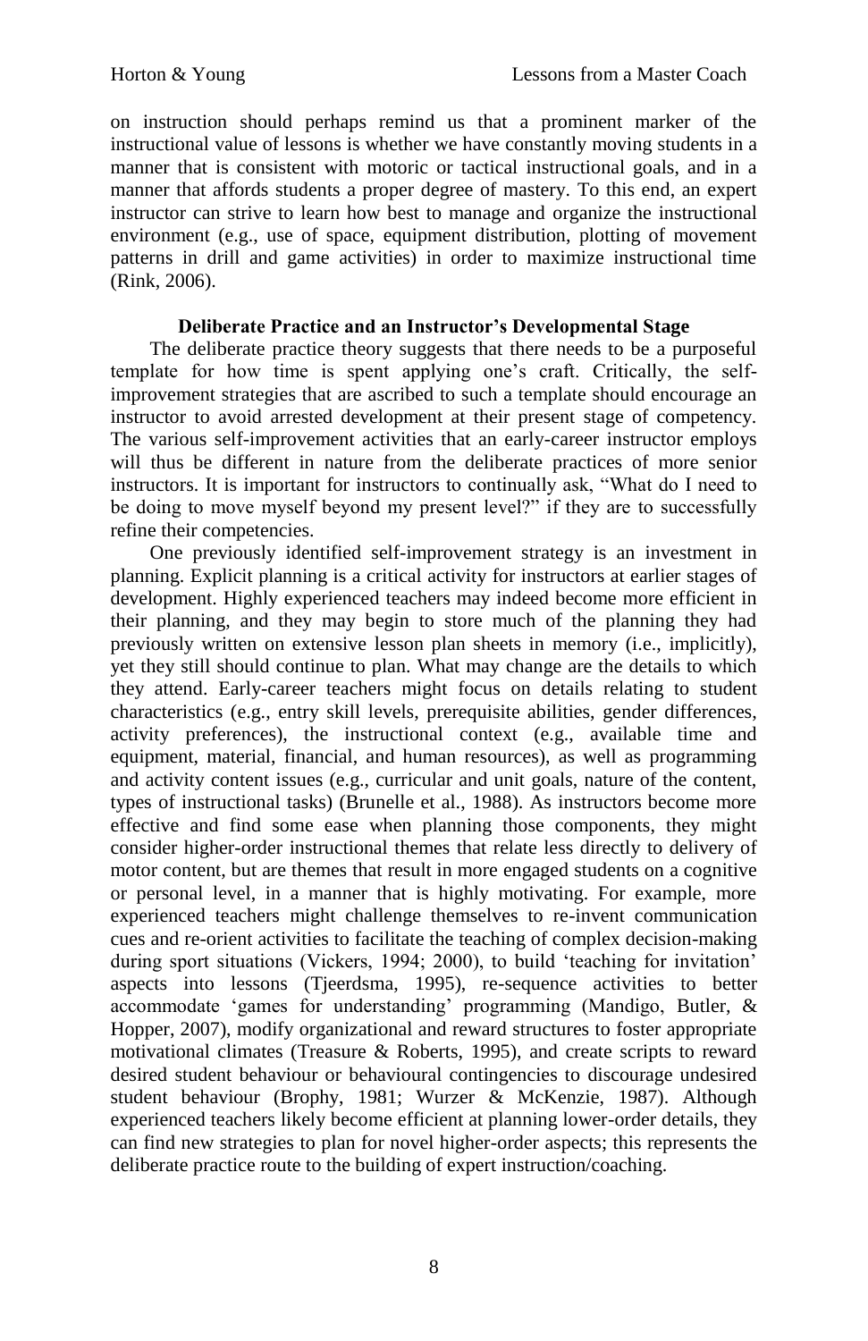on instruction should perhaps remind us that a prominent marker of the instructional value of lessons is whether we have constantly moving students in a manner that is consistent with motoric or tactical instructional goals, and in a manner that affords students a proper degree of mastery. To this end, an expert instructor can strive to learn how best to manage and organize the instructional environment (e.g., use of space, equipment distribution, plotting of movement patterns in drill and game activities) in order to maximize instructional time (Rink, 2006).

## Deliberate Practice and an Instructor's Developmental Stage

The deliberate practice theory suggests that there needs to be a purposeful template for how time is spent applying one's craft. Critically, the self-improvement strategies that are ascribed to such a template should encourage an instructor to avoid arrested development at their present stage of competency. The various self-improvement activities that an early-career instructor employs will thus be different in nature from the deliberate practices of more senior instructors. It is important for instructors to continually ask, "What do I need to be doing to move myself beyond my present level?" if they are to successfully refine their competencies.

One previously identified self-improvement strategy is an investment in planning. Explicit planning is a critical activity for instructors at earlier stages of development. Highly experienced teachers may indeed become more efficient in their planning, and they may begin to store much of the planning they had previously written on extensive lesson plan sheets in memory (i.e., implicitly), yet they still should continue to plan. What may change are the details to which they attend. Early-career teachers might focus on details relating to student characteristics (e.g., entry skill levels, prerequisite abilities, gender differences, activity preferences), the instructional context (e.g., available time and equipment, material, financial, and human resources), as well as programming and activity content issues (e.g., curricular and unit goals, nature of the content, types of instructional tasks) (Brunelle et al., 1988). As instructors become more effective and find some ease when planning those components, they might consider higher-order instructional themes that relate less directly to delivery of motor content, but are themes that result in more engaged students on a cognitive or personal level, in a manner that is highly motivating. For example, more experienced teachers might challenge themselves to re-invent communication cues and re-orient activities to facilitate the teaching of complex decision-making during sport situations (Vickers, 1994; 2000), to build 'teaching for invitation' aspects into lessons (Tjeerdsma, 1995), re-sequence activities to better accommodate 'games for understanding' programming (Mandigo, Butler, & Hopper, 2007), modify organizational and reward structures to foster appropriate motivational climates (Treasure & Roberts, 1995), and create scripts to reward desired student behaviour or behavioural contingencies to discourage undesired student behaviour (Brophy, 1981; Wurzer & McKenzie, 1987). Although experienced teachers likely become efficient at planning lower-order details, they can find new strategies to plan for novel higher-order aspects; this represents the deliberate practice route to the building of expert instruction/coaching.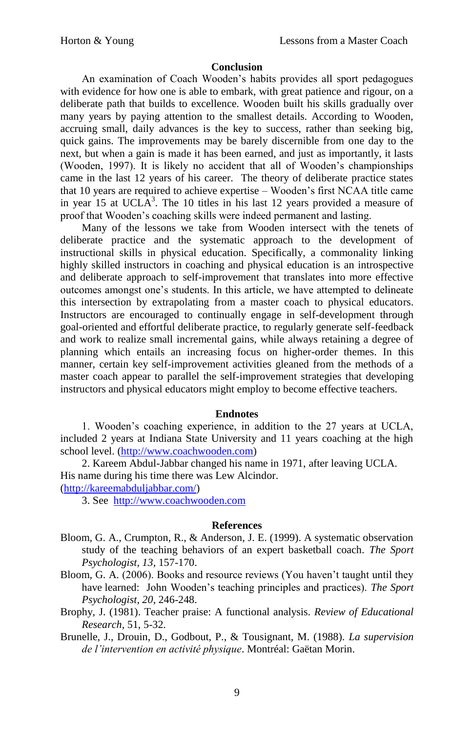## Conclusion

An examination of Coach Wooden's habits provides all sport pedagogues with evidence for how one is able to embark, with great patience and rigour, on a deliberate path that builds to excellence. Wooden built his skills gradually over many years by paying attention to the smallest details. According to Wooden, accruing small, daily advances is the key to success, rather than seeking big, quick gains. The improvements may be barely discernible from one day to the next, but when a gain is made it has been earned, and just as importantly, it lasts (Wooden, 1997). It is likely no accident that all of Wooden's championships came in the last 12 years of his career. The theory of deliberate practice states that 10 years are required to achieve expertise – Wooden's first NCAA title came in year 15 at UCLA[3]. The 10 titles in his last 12 years provided a measure of proof that Wooden's coaching skills were indeed permanent and lasting.

Many of the lessons we take from Wooden intersect with the tenets of deliberate practice and the systematic approach to the development of instructional skills in physical education. Specifically, a commonality linking highly skilled instructors in coaching and physical education is an introspective and deliberate approach to self-improvement that translates into more effective outcomes amongst one's students. In this article, we have attempted to delineate this intersection by extrapolating from a master coach to physical educators. Instructors are encouraged to continually engage in self-development through goal-oriented and effortful deliberate practice, to regularly generate self-feedback and work to realize small incremental gains, while always retaining a degree of planning which entails an increasing focus on higher-order themes. In this manner, certain key self-improvement activities gleaned from the methods of a master coach appear to parallel the self-improvement strategies that developing instructors and physical educators might employ to become effective teachers.

## Endnotes

1. Wooden's coaching experience, in addition to the 27 years at UCLA, included 2 years at Indiana State University and 11 years coaching at the high school level. (http://www.coachwooden.com)

2. Kareem Abdul-Jabbar changed his name in 1971, after leaving UCLA. His name during his time there was Lew Alcindor. (http://kareemabduljabbar.com/)

3. See http://www.coachwooden.com

## References

Bloom, G. A., Crumpton, R., & Anderson, J. E. (1999). A systematic observation study of the teaching behaviors of an expert basketball coach. *The Sport Psychologist*, *13*, 157-170.

Bloom, G. A. (2006). Books and resource reviews (You haven't taught until they have learned: John Wooden's teaching principles and practices). *The Sport Psychologist*, *20*, 246-248.

Brophy, J. (1981). Teacher praise: A functional analysis. *Review of Educational Research*, 51, 5-32.

Brunelle, J., Drouin, D., Godbout, P., & Tousignant, M. (1988). *La supervision de l'intervention en activité physique*. Montréal: Gaëtan Morin.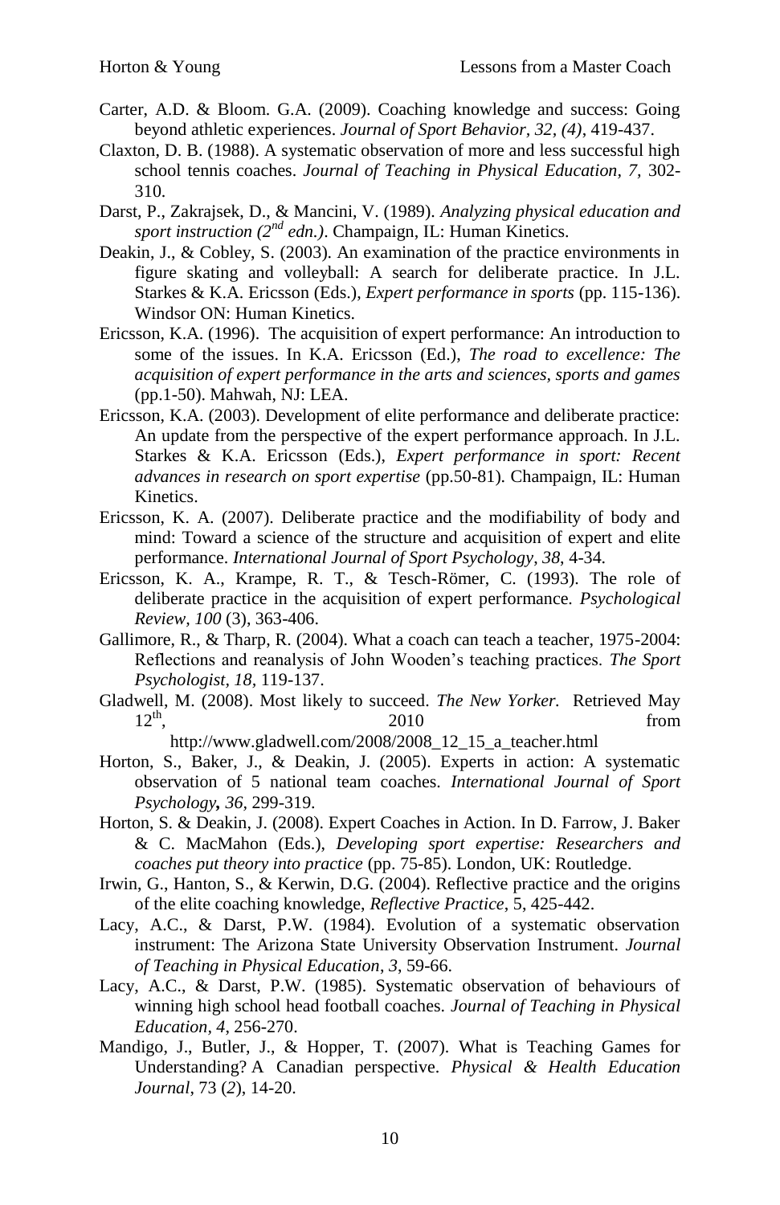Carter, A.D. & Bloom. G.A. (2009). Coaching knowledge and success: Going beyond athletic experiences. *Journal of Sport Behavior, 32, (4)*, 419-437.

Claxton, D. B. (1988). A systematic observation of more and less successful high school tennis coaches. *Journal of Teaching in Physical Education, 7,* 302-310.

Darst, P., Zakrajsek, D., & Mancini, V. (1989). *Analyzing physical education and sport instruction (2nd edn.)*. Champaign, IL: Human Kinetics.

Deakin, J., & Cobley, S. (2003). An examination of the practice environments in figure skating and volleyball: A search for deliberate practice. In J.L. Starkes & K.A. Ericsson (Eds.), *Expert performance in sports* (pp. 115-136). Windsor ON: Human Kinetics.

Ericsson, K.A. (1996). The acquisition of expert performance: An introduction to some of the issues. In K.A. Ericsson (Ed.), *The road to excellence: The acquisition of expert performance in the arts and sciences, sports and games* (pp.1-50). Mahwah, NJ: LEA.

Ericsson, K.A. (2003). Development of elite performance and deliberate practice: An update from the perspective of the expert performance approach. In J.L. Starkes & K.A. Ericsson (Eds.), *Expert performance in sport: Recent advances in research on sport expertise* (pp.50-81). Champaign, IL: Human Kinetics.

Ericsson, K. A. (2007). Deliberate practice and the modifiability of body and mind: Toward a science of the structure and acquisition of expert and elite performance. *International Journal of Sport Psychology*, *38*, 4-34.

Ericsson, K. A., Krampe, R. T., & Tesch-Römer, C. (1993). The role of deliberate practice in the acquisition of expert performance. *Psychological Review, 100* (3), 363-406.

Gallimore, R., & Tharp, R. (2004). What a coach can teach a teacher, 1975-2004: Reflections and reanalysis of John Wooden's teaching practices. *The Sport Psychologist, 18,* 119-137.

Gladwell, M. (2008). Most likely to succeed. *The New Yorker.* Retrieved May 12th, 2010 from http://www.gladwell.com/2008/2008_12_15_a_teacher.html

Horton, S., Baker, J., & Deakin, J. (2005). Experts in action: A systematic observation of 5 national team coaches. *International Journal of Sport Psychology, 36,* 299-319.

Horton, S. & Deakin, J. (2008). Expert Coaches in Action. In D. Farrow, J. Baker & C. MacMahon (Eds.), *Developing sport expertise: Researchers and coaches put theory into practice* (pp. 75-85). London, UK: Routledge.

Irwin, G., Hanton, S., & Kerwin, D.G. (2004). Reflective practice and the origins of the elite coaching knowledge, *Reflective Practice*, 5, 425-442.

Lacy, A.C., & Darst, P.W. (1984). Evolution of a systematic observation instrument: The Arizona State University Observation Instrument. *Journal of Teaching in Physical Education*, *3*, 59-66.

Lacy, A.C., & Darst, P.W. (1985). Systematic observation of behaviours of winning high school head football coaches. *Journal of Teaching in Physical Education, 4*, 256-270.

Mandigo, J., Butler, J., & Hopper, T. (2007). What is Teaching Games for Understanding? A Canadian perspective. *Physical & Health Education Journal*, 73 (*2*), 14-20.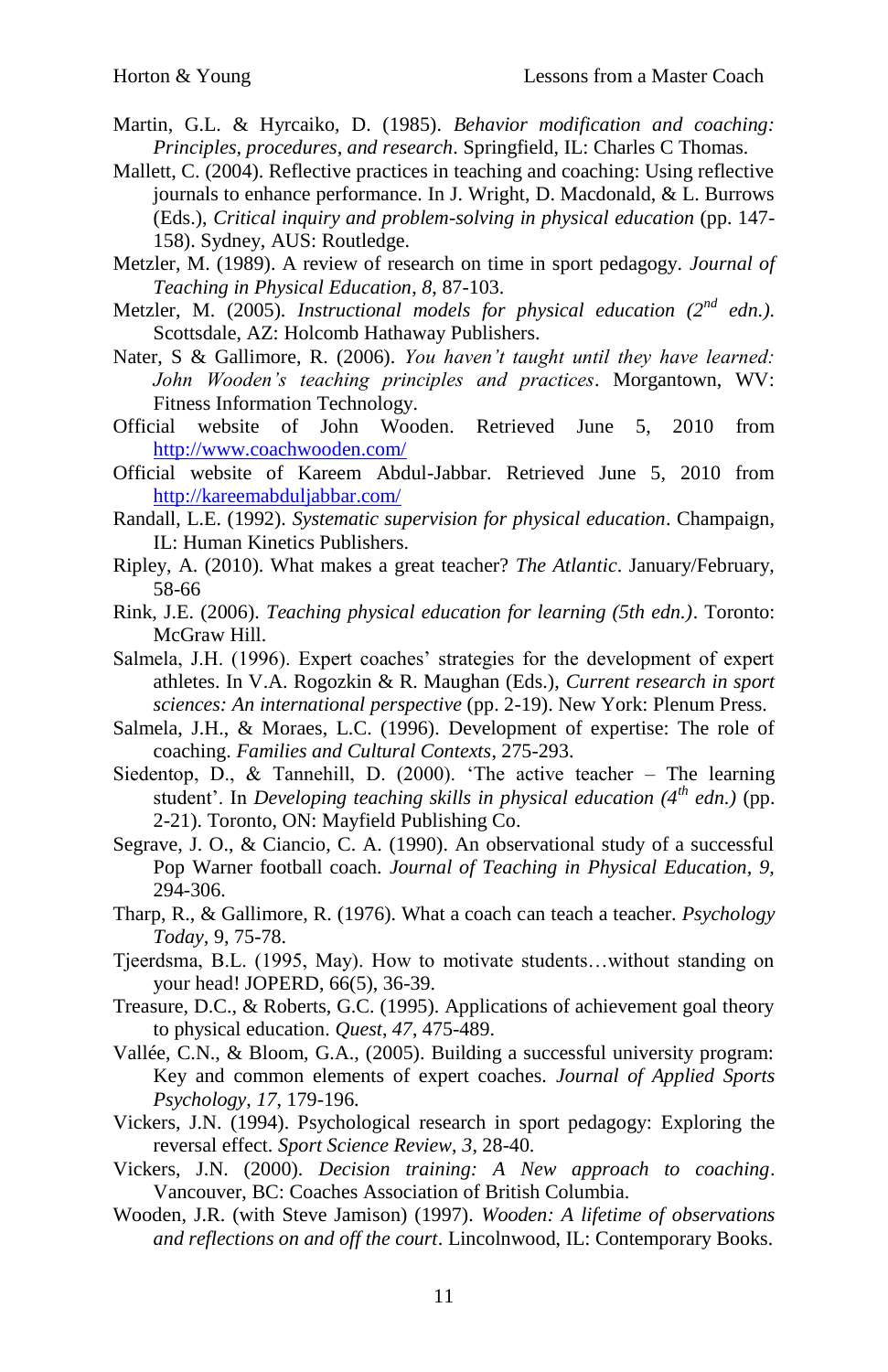Martin, G.L. & Hyrcaiko, D. (1985). *Behavior modification and coaching: Principles, procedures, and research*. Springfield, IL: Charles C Thomas.

Mallett, C. (2004). Reflective practices in teaching and coaching: Using reflective journals to enhance performance. In J. Wright, D. Macdonald, & L. Burrows (Eds.), *Critical inquiry and problem-solving in physical education* (pp. 147-158). Sydney, AUS: Routledge.

Metzler, M. (1989). A review of research on time in sport pedagogy. *Journal of Teaching in Physical Education*, *8*, 87-103.

Metzler, M. (2005). *Instructional models for physical education (2nd edn.).* Scottsdale, AZ: Holcomb Hathaway Publishers.

Nater, S & Gallimore, R. (2006). *You haven't taught until they have learned: John Wooden's teaching principles and practices*. Morgantown, WV: Fitness Information Technology.

Official website of John Wooden. Retrieved June 5, 2010 from http://www.coachwooden.com/

Official website of Kareem Abdul-Jabbar. Retrieved June 5, 2010 from http://kareemabduljabbar.com/

Randall, L.E. (1992). *Systematic supervision for physical education*. Champaign, IL: Human Kinetics Publishers.

Ripley, A. (2010). What makes a great teacher? *The Atlantic*. January/February, 58-66

Rink, J.E. (2006). *Teaching physical education for learning (5th edn.)*. Toronto: McGraw Hill.

Salmela, J.H. (1996). Expert coaches' strategies for the development of expert athletes. In V.A. Rogozkin & R. Maughan (Eds.), *Current research in sport sciences: An international perspective* (pp. 2-19). New York: Plenum Press.

Salmela, J.H., & Moraes, L.C. (1996). Development of expertise: The role of coaching. *Families and Cultural Contexts*, 275-293.

Siedentop, D., & Tannehill, D. (2000). 'The active teacher – The learning student'. In *Developing teaching skills in physical education (4th edn.)* (pp. 2-21). Toronto, ON: Mayfield Publishing Co.

Segrave, J. O., & Ciancio, C. A. (1990). An observational study of a successful Pop Warner football coach. *Journal of Teaching in Physical Education, 9*, 294-306.

Tharp, R., & Gallimore, R. (1976). What a coach can teach a teacher. *Psychology Today*, 9, 75-78.

Tjeerdsma, B.L. (1995, May). How to motivate students…without standing on your head! JOPERD, 66(5), 36-39.

Treasure, D.C., & Roberts, G.C. (1995). Applications of achievement goal theory to physical education. *Quest*, *47*, 475-489.

Vallée, C.N., & Bloom, G.A., (2005). Building a successful university program: Key and common elements of expert coaches. *Journal of Applied Sports Psychology*, *17*, 179-196.

Vickers, J.N. (1994). Psychological research in sport pedagogy: Exploring the reversal effect. *Sport Science Review*, *3*, 28-40.

Vickers, J.N. (2000). *Decision training: A New approach to coaching*. Vancouver, BC: Coaches Association of British Columbia.

Wooden, J.R. (with Steve Jamison) (1997). *Wooden: A lifetime of observations and reflections on and off the court*. Lincolnwood, IL: Contemporary Books.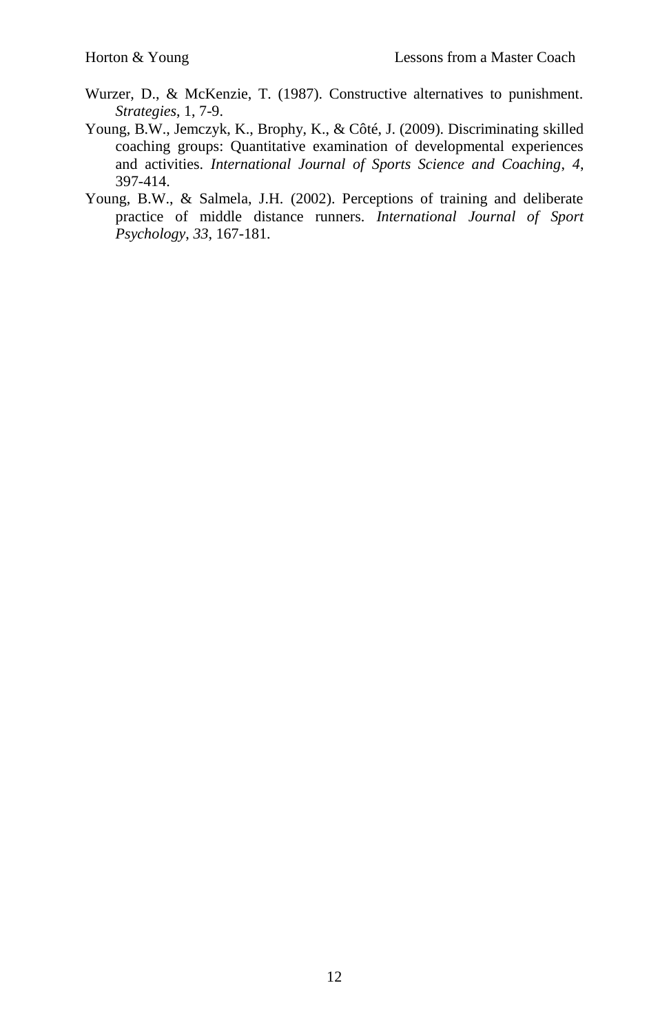Wurzer, D., & McKenzie, T. (1987). Constructive alternatives to punishment. *Strategies*, 1, 7-9.

Young, B.W., Jemczyk, K., Brophy, K., & Côté, J. (2009). Discriminating skilled coaching groups: Quantitative examination of developmental experiences and activities. *International Journal of Sports Science and Coaching*, *4*, 397-414.

Young, B.W., & Salmela, J.H. (2002). Perceptions of training and deliberate practice of middle distance runners. *International Journal of Sport Psychology*, *33*, 167-181.